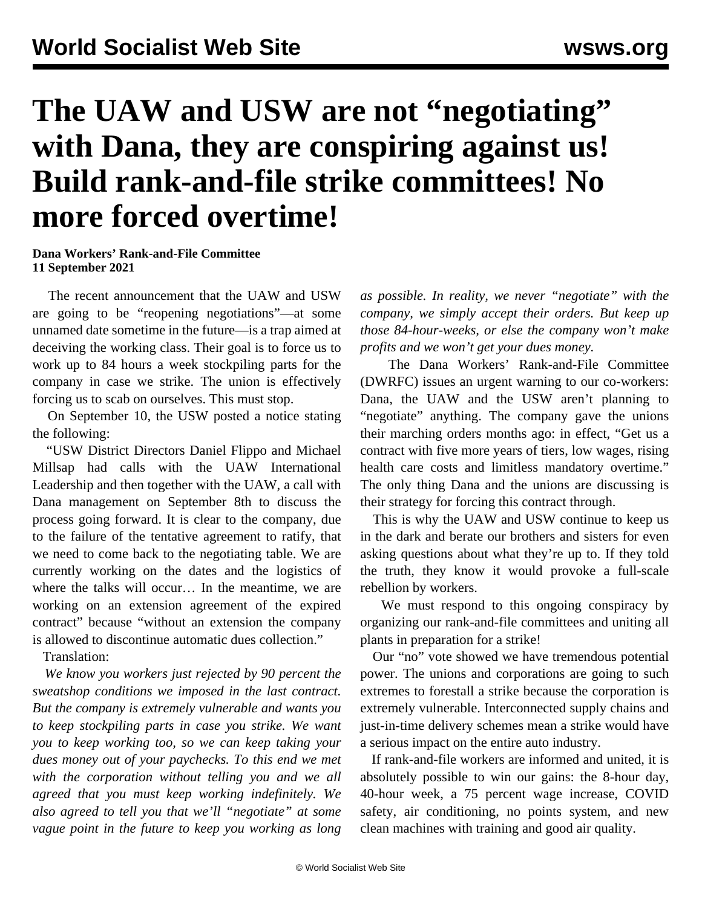# The UAW and USW are not "negotiating" with Dana, they are conspiring against us! Build rank-and-file strike committees! No more forced overtime!

**Dana Workers' Rank-and-File Committee**
**11 September 2021**

The recent announcement that the UAW and USW are going to be "reopening negotiations"—at some unnamed date sometime in the future—is a trap aimed at deceiving the working class. Their goal is to force us to work up to 84 hours a week stockpiling parts for the company in case we strike. The union is effectively forcing us to scab on ourselves. This must stop.

On September 10, the USW posted a notice stating the following:

"USW District Directors Daniel Flippo and Michael Millsap had calls with the UAW International Leadership and then together with the UAW, a call with Dana management on September 8th to discuss the process going forward. It is clear to the company, due to the failure of the tentative agreement to ratify, that we need to come back to the negotiating table. We are currently working on the dates and the logistics of where the talks will occur… In the meantime, we are working on an extension agreement of the expired contract" because "without an extension the company is allowed to discontinue automatic dues collection."

Translation:

*We know you workers just rejected by 90 percent the sweatshop conditions we imposed in the last contract. But the company is extremely vulnerable and wants you to keep stockpiling parts in case you strike. We want you to keep working too, so we can keep taking your dues money out of your paychecks. To this end we met with the corporation without telling you and we all agreed that you must keep working indefinitely. We also agreed to tell you that we'll "negotiate" at some vague point in the future to keep you working as long as possible. In reality, we never "negotiate" with the company, we simply accept their orders. But keep up those 84-hour-weeks, or else the company won't make profits and we won't get your dues money.*

The Dana Workers' Rank-and-File Committee (DWRFC) issues an urgent warning to our co-workers: Dana, the UAW and the USW aren't planning to "negotiate" anything. The company gave the unions their marching orders months ago: in effect, "Get us a contract with five more years of tiers, low wages, rising health care costs and limitless mandatory overtime." The only thing Dana and the unions are discussing is their strategy for forcing this contract through.

This is why the UAW and USW continue to keep us in the dark and berate our brothers and sisters for even asking questions about what they're up to. If they told the truth, they know it would provoke a full-scale rebellion by workers.

We must respond to this ongoing conspiracy by organizing our rank-and-file committees and uniting all plants in preparation for a strike!

Our "no" vote showed we have tremendous potential power. The unions and corporations are going to such extremes to forestall a strike because the corporation is extremely vulnerable. Interconnected supply chains and just-in-time delivery schemes mean a strike would have a serious impact on the entire auto industry.

If rank-and-file workers are informed and united, it is absolutely possible to win our gains: the 8-hour day, 40-hour week, a 75 percent wage increase, COVID safety, air conditioning, no points system, and new clean machines with training and good air quality.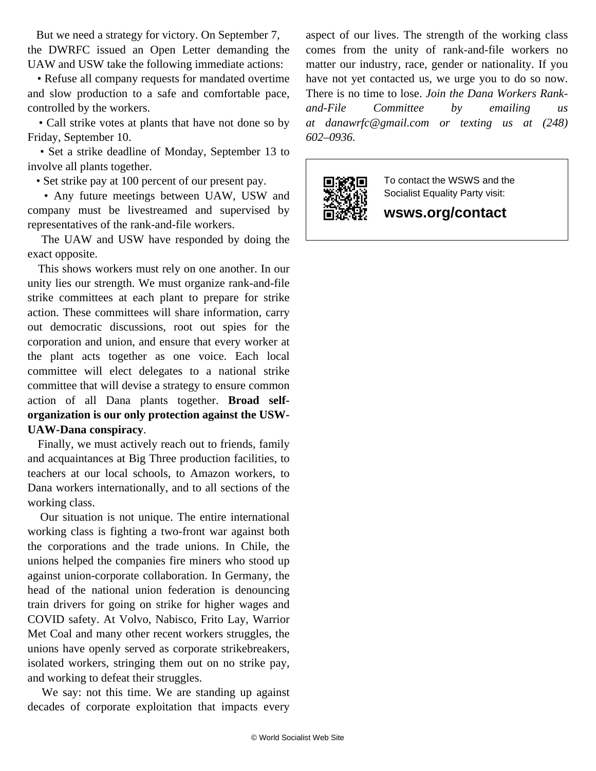But we need a strategy for victory. On September 7, the DWRFC issued an Open Letter demanding the UAW and USW take the following immediate actions:

- Refuse all company requests for mandated overtime and slow production to a safe and comfortable pace, controlled by the workers.
- Call strike votes at plants that have not done so by Friday, September 10.
- Set a strike deadline of Monday, September 13 to involve all plants together.
- Set strike pay at 100 percent of our present pay.
- Any future meetings between UAW, USW and company must be livestreamed and supervised by representatives of the rank-and-file workers.

The UAW and USW have responded by doing the exact opposite.

This shows workers must rely on one another. In our unity lies our strength. We must organize rank-and-file strike committees at each plant to prepare for strike action. These committees will share information, carry out democratic discussions, root out spies for the corporation and union, and ensure that every worker at the plant acts together as one voice. Each local committee will elect delegates to a national strike committee that will devise a strategy to ensure common action of all Dana plants together. **Broad self-organization is our only protection against the USW-UAW-Dana conspiracy**.

Finally, we must actively reach out to friends, family and acquaintances at Big Three production facilities, to teachers at our local schools, to Amazon workers, to Dana workers internationally, and to all sections of the working class.

Our situation is not unique. The entire international working class is fighting a two-front war against both the corporations and the trade unions. In Chile, the unions helped the companies fire miners who stood up against union-corporate collaboration. In Germany, the head of the national union federation is denouncing train drivers for going on strike for higher wages and COVID safety. At Volvo, Nabisco, Frito Lay, Warrior Met Coal and many other recent workers struggles, the unions have openly served as corporate strikebreakers, isolated workers, stringing them out on no strike pay, and working to defeat their struggles.

We say: not this time. We are standing up against decades of corporate exploitation that impacts every aspect of our lives. The strength of the working class comes from the unity of rank-and-file workers no matter our industry, race, gender or nationality. If you have not yet contacted us, we urge you to do so now. There is no time to lose. *Join the Dana Workers Rank-and-File Committee by emailing us at danawrfc@gmail.com or texting us at (248) 602–0936.*

To contact the WSWS and the Socialist Equality Party visit:

**wsws.org/contact**